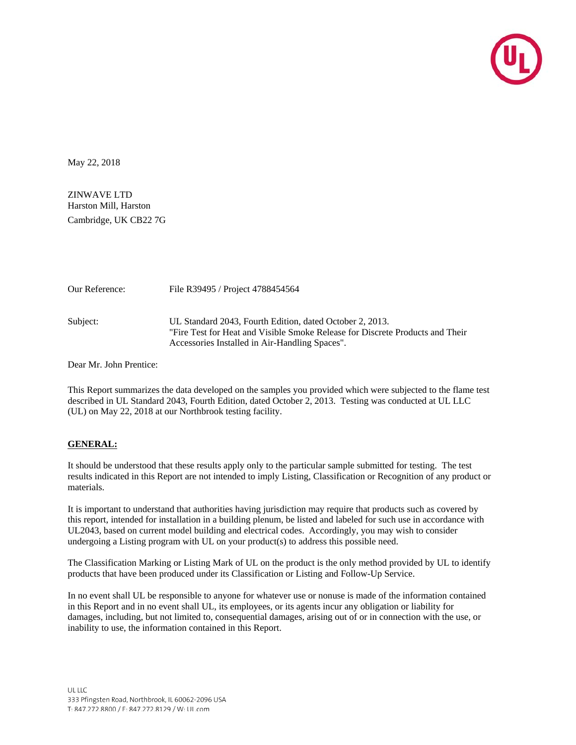May 22, 2018

ZINWAVE LTD
Harston Mill, Harston
Cambridge, UK CB22 7G

Our Reference: File R39495 / Project 4788454564

Subject: UL Standard 2043, Fourth Edition, dated October 2, 2013.
"Fire Test for Heat and Visible Smoke Release for Discrete Products and Their Accessories Installed in Air-Handling Spaces".

Dear Mr. John Prentice:

This Report summarizes the data developed on the samples you provided which were subjected to the flame test described in UL Standard 2043, Fourth Edition, dated October 2, 2013. Testing was conducted at UL LLC (UL) on May 22, 2018 at our Northbrook testing facility.

**GENERAL:**

It should be understood that these results apply only to the particular sample submitted for testing. The test results indicated in this Report are not intended to imply Listing, Classification or Recognition of any product or materials.

It is important to understand that authorities having jurisdiction may require that products such as covered by this report, intended for installation in a building plenum, be listed and labeled for such use in accordance with UL2043, based on current model building and electrical codes. Accordingly, you may wish to consider undergoing a Listing program with UL on your product(s) to address this possible need.

The Classification Marking or Listing Mark of UL on the product is the only method provided by UL to identify products that have been produced under its Classification or Listing and Follow-Up Service.

In no event shall UL be responsible to anyone for whatever use or nonuse is made of the information contained in this Report and in no event shall UL, its employees, or its agents incur any obligation or liability for damages, including, but not limited to, consequential damages, arising out of or in connection with the use, or inability to use, the information contained in this Report.

UL LLC
333 Pfingsten Road, Northbrook, IL 60062-2096 USA
T: 847.272.8800 / F: 847.272.8129 / W: UL.com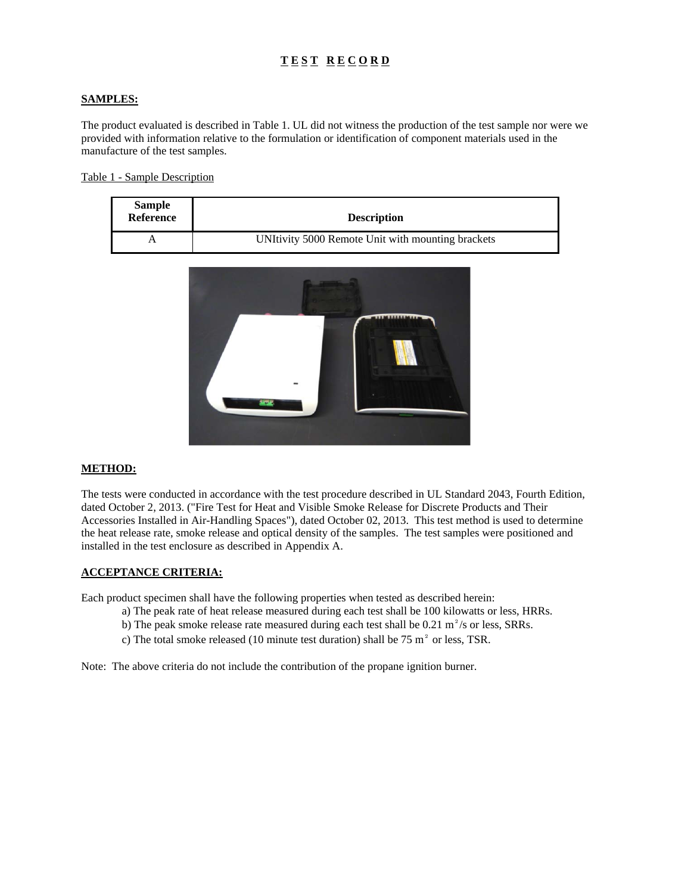# T E S T  R E C O R D

## SAMPLES:

The product evaluated is described in Table 1. UL did not witness the production of the test sample nor were we provided with information relative to the formulation or identification of component materials used in the manufacture of the test samples.

Table 1 - Sample Description

| Sample Reference | Description |
|---|---|
| A | UNItivity 5000 Remote Unit with mounting brackets |

## METHOD:

The tests were conducted in accordance with the test procedure described in UL Standard 2043, Fourth Edition, dated October 2, 2013. ("Fire Test for Heat and Visible Smoke Release for Discrete Products and Their Accessories Installed in Air-Handling Spaces"), dated October 02, 2013. This test method is used to determine the heat release rate, smoke release and optical density of the samples. The test samples were positioned and installed in the test enclosure as described in Appendix A.

## ACCEPTANCE CRITERIA:

Each product specimen shall have the following properties when tested as described herein:

a) The peak rate of heat release measured during each test shall be 100 kilowatts or less, HRRs.
b) The peak smoke release rate measured during each test shall be 0.21 $m^2/s$ or less, SRRs.
c) The total smoke released (10 minute test duration) shall be 75 $m^2$ or less, TSR.

Note: The above criteria do not include the contribution of the propane ignition burner.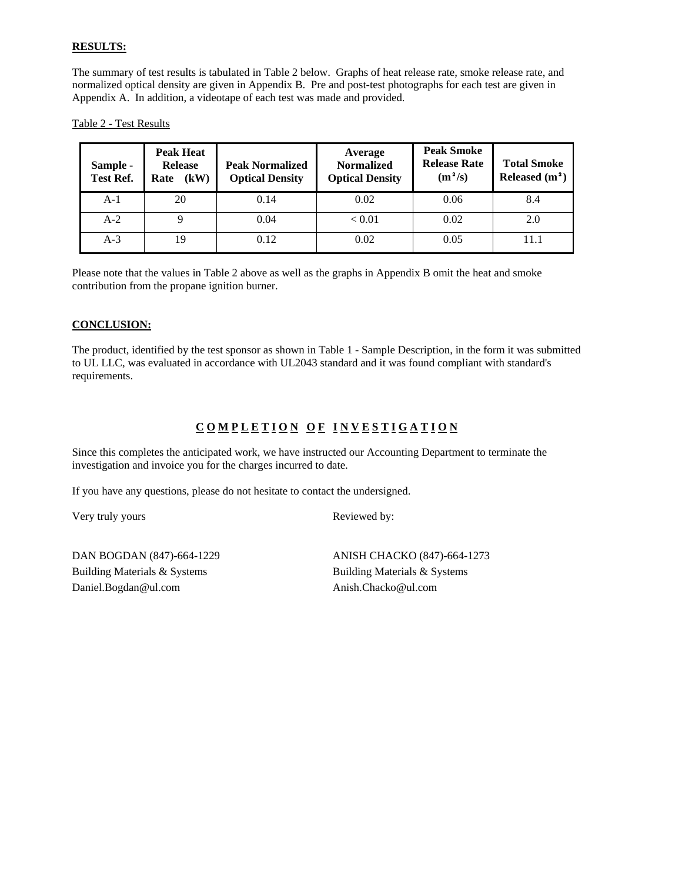**RESULTS:**

The summary of test results is tabulated in Table 2 below. Graphs of heat release rate, smoke release rate, and normalized optical density are given in Appendix B. Pre and post-test photographs for each test are given in Appendix A. In addition, a videotape of each test was made and provided.

Table 2 - Test Results

| Sample - Test Ref. | Peak Heat Release Rate (kW) | Peak Normalized Optical Density | Average Normalized Optical Density | Peak Smoke Release Rate ($m^2/s$) | Total Smoke Released ($m^2$) |
|---|---|---|---|---|---|
| A-1 | 20 | 0.14 | 0.02 | 0.06 | 8.4 |
| A-2 | 9 | 0.04 | < 0.01 | 0.02 | 2.0 |
| A-3 | 19 | 0.12 | 0.02 | 0.05 | 11.1 |

Please note that the values in Table 2 above as well as the graphs in Appendix B omit the heat and smoke contribution from the propane ignition burner.

**CONCLUSION:**

The product, identified by the test sponsor as shown in Table 1 - Sample Description, in the form it was submitted to UL LLC, was evaluated in accordance with UL2043 standard and it was found compliant with standard's requirements.

**C O M P L E T I O N   O F   I N V E S T I G A T I O N**

Since this completes the anticipated work, we have instructed our Accounting Department to terminate the investigation and invoice you for the charges incurred to date.

If you have any questions, please do not hesitate to contact the undersigned.

Very truly yours

DAN BOGDAN (847)-664-1229
Building Materials & Systems
Daniel.Bogdan@ul.com

Reviewed by:

ANISH CHACKO (847)-664-1273
Building Materials & Systems
Anish.Chacko@ul.com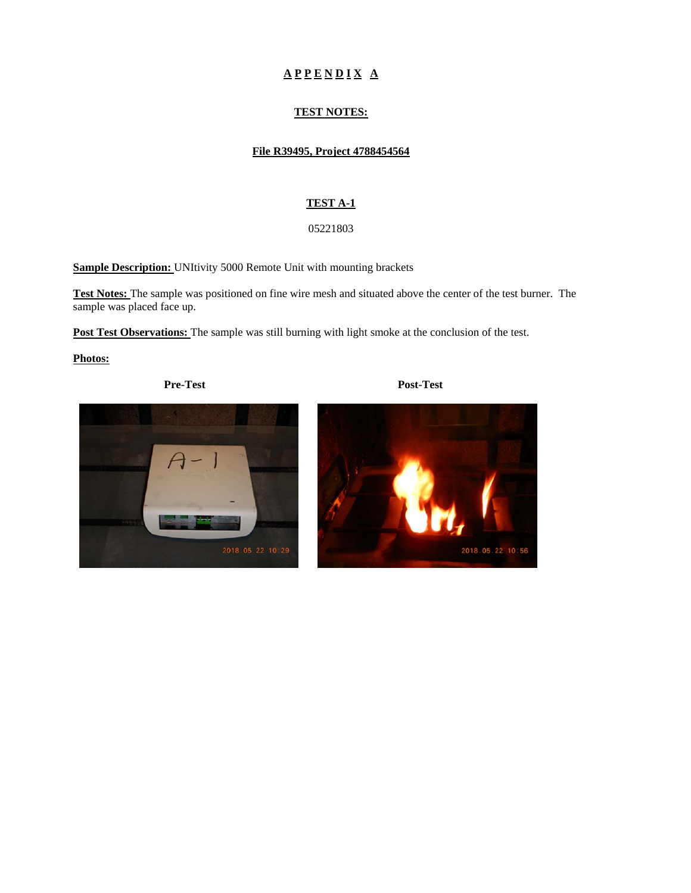# A P P E N D I X A

## TEST NOTES:

### File R39495, Project 4788454564

### TEST A-1

05221803

**Sample Description:** UNItivity 5000 Remote Unit with mounting brackets

**Test Notes:** The sample was positioned on fine wire mesh and situated above the center of the test burner. The sample was placed face up.

**Post Test Observations:** The sample was still burning with light smoke at the conclusion of the test.

**Photos:**

**Pre-Test** **Post-Test**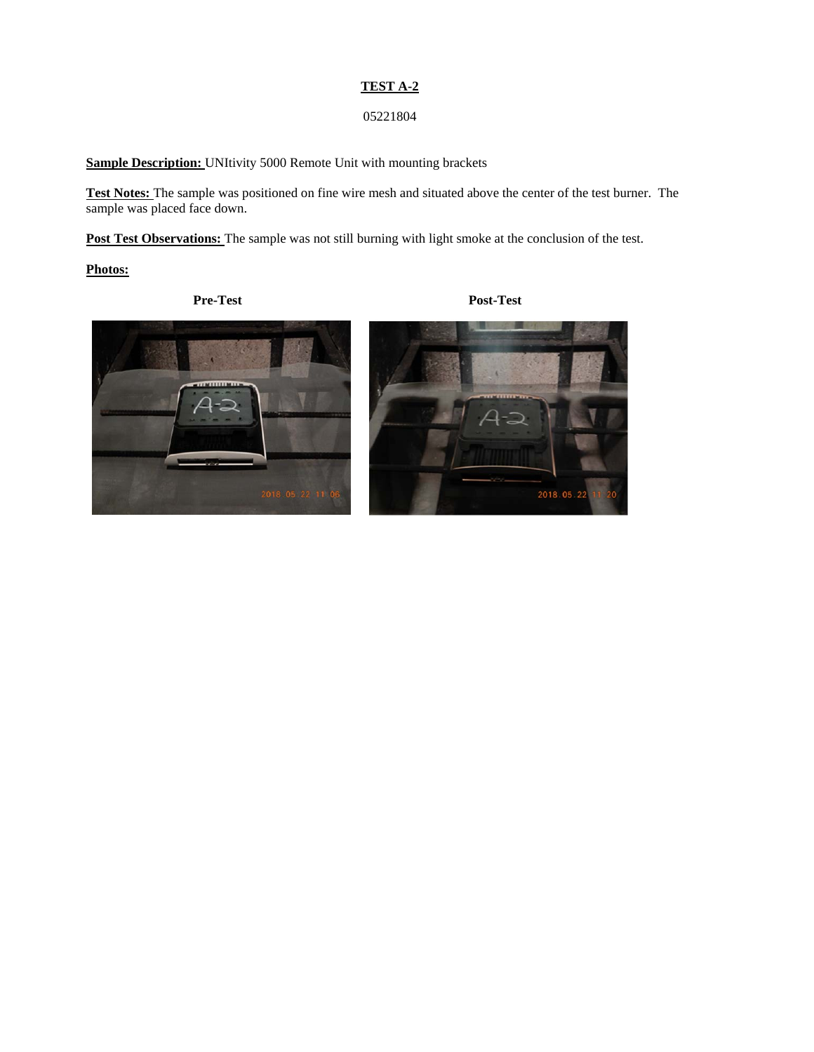# TEST A-2

05221804

**Sample Description:** UNItivity 5000 Remote Unit with mounting brackets

**Test Notes:** The sample was positioned on fine wire mesh and situated above the center of the test burner. The sample was placed face down.

**Post Test Observations:** The sample was not still burning with light smoke at the conclusion of the test.

**Photos:**

**Pre-Test** **Post-Test**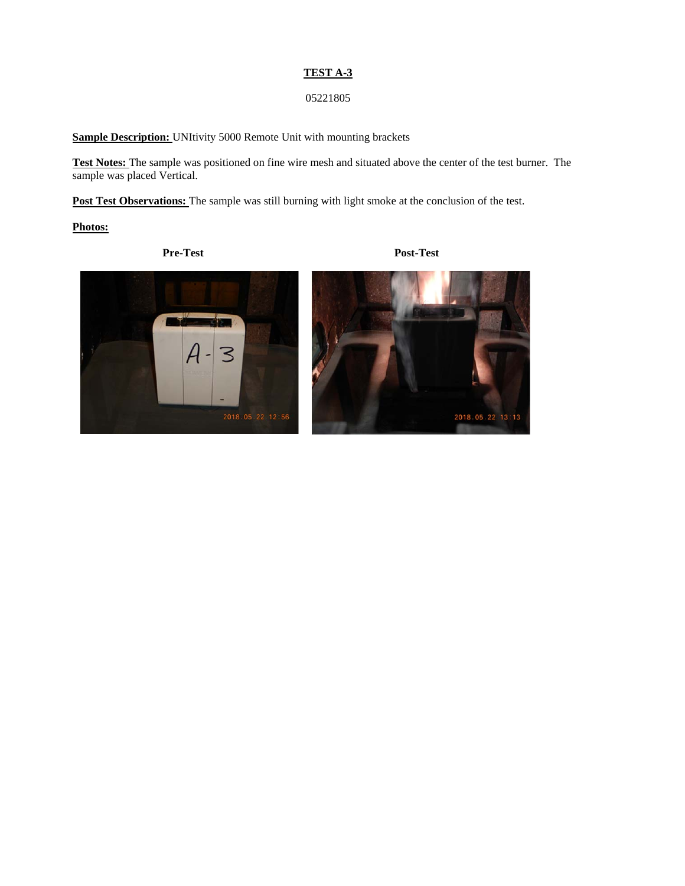# TEST A-3

05221805

**Sample Description:** UNItivity 5000 Remote Unit with mounting brackets

**Test Notes:** The sample was positioned on fine wire mesh and situated above the center of the test burner. The sample was placed Vertical.

**Post Test Observations:** The sample was still burning with light smoke at the conclusion of the test.

**Photos:**

**Pre-Test** **Post-Test**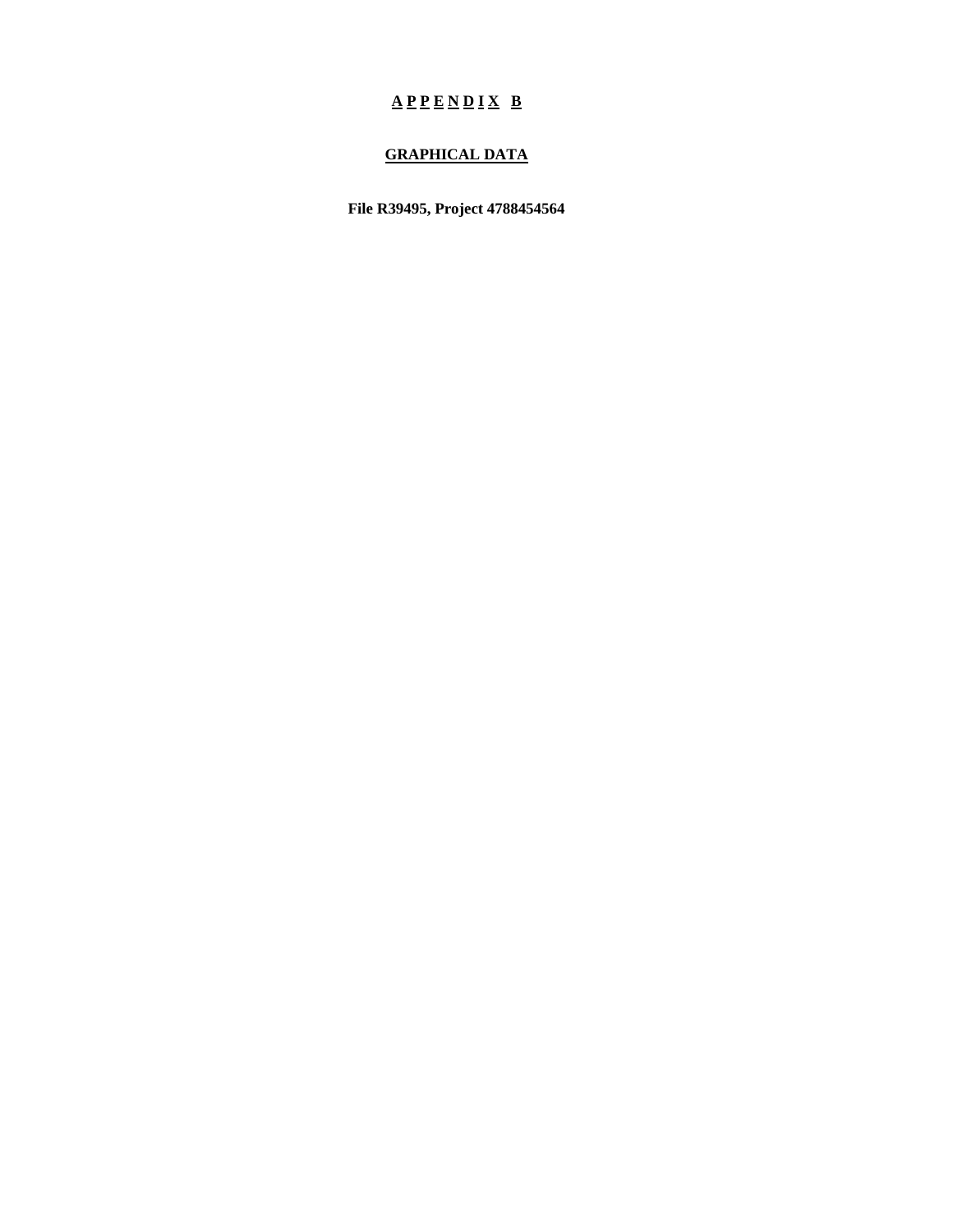# APPENDIX B

## GRAPHICAL DATA

**File R39495, Project 4788454564**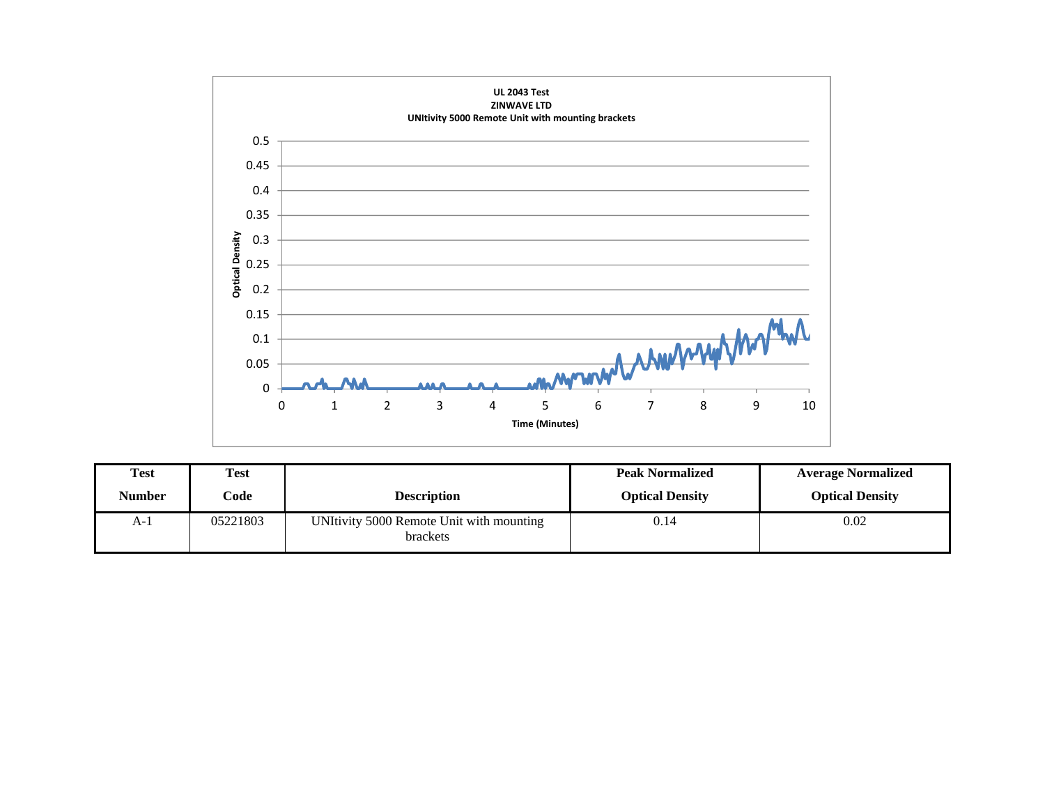UL 2043 Test
ZINWAVE LTD
UNItivity 5000 Remote Unit with mounting brackets

| Test Number | Test Code | Description | Peak Normalized Optical Density | Average Normalized Optical Density |
|---|---|---|---|---|
| A-1 | 05221803 | UNItivity 5000 Remote Unit with mounting brackets | 0.14 | 0.02 |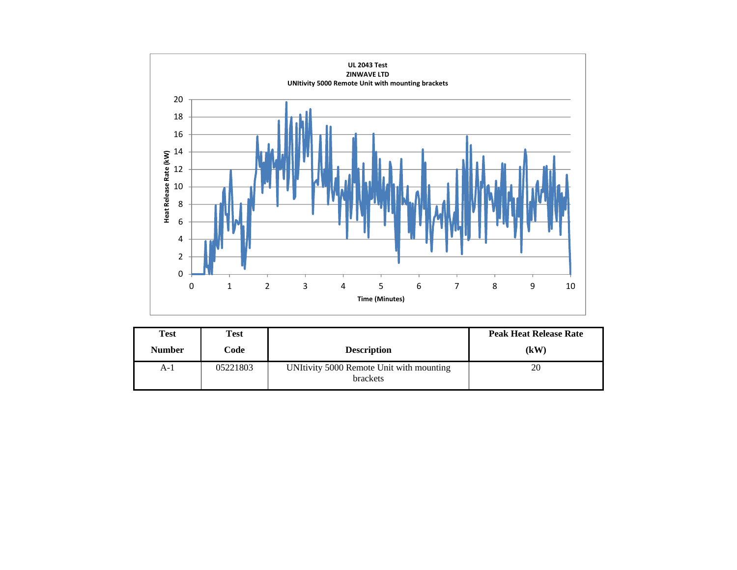UL 2043 Test
ZINWAVE LTD
UNItivity 5000 Remote Unit with mounting brackets

| Test Number | Test Code | Description | Peak Heat Release Rate (kW) |
|---|---|---|---|
| A-1 | 05221803 | UNItivity 5000 Remote Unit with mounting brackets | 20 |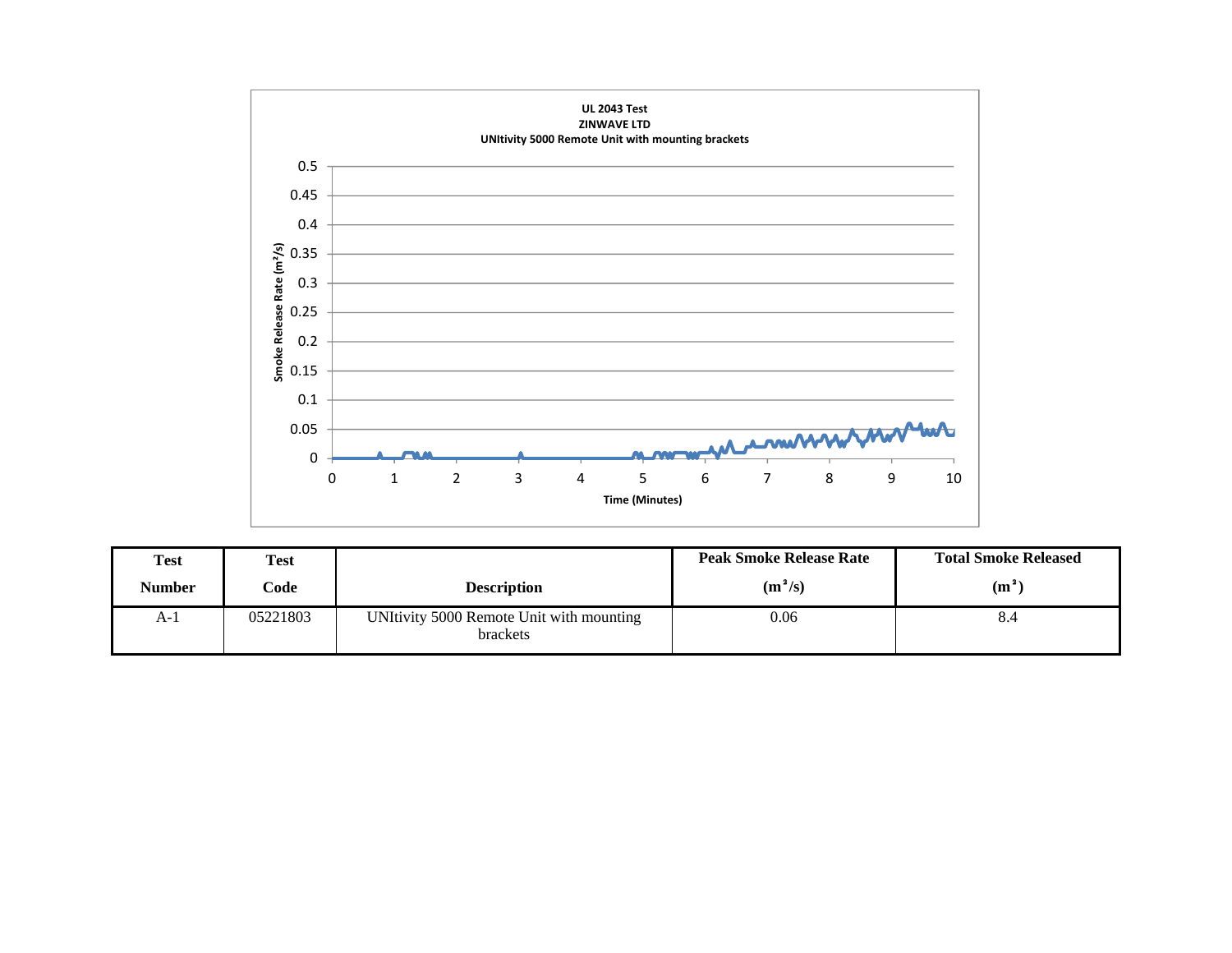UL 2043 Test
ZINWAVE LTD
UNItivity 5000 Remote Unit with mounting brackets

| Test Number | Test Code | Description | Peak Smoke Release Rate ($m^2/s$) | Total Smoke Released ($m^2$) |
|---|---|---|---|---|
| A-1 | 05221803 | UNItivity 5000 Remote Unit with mounting brackets | 0.06 | 8.4 |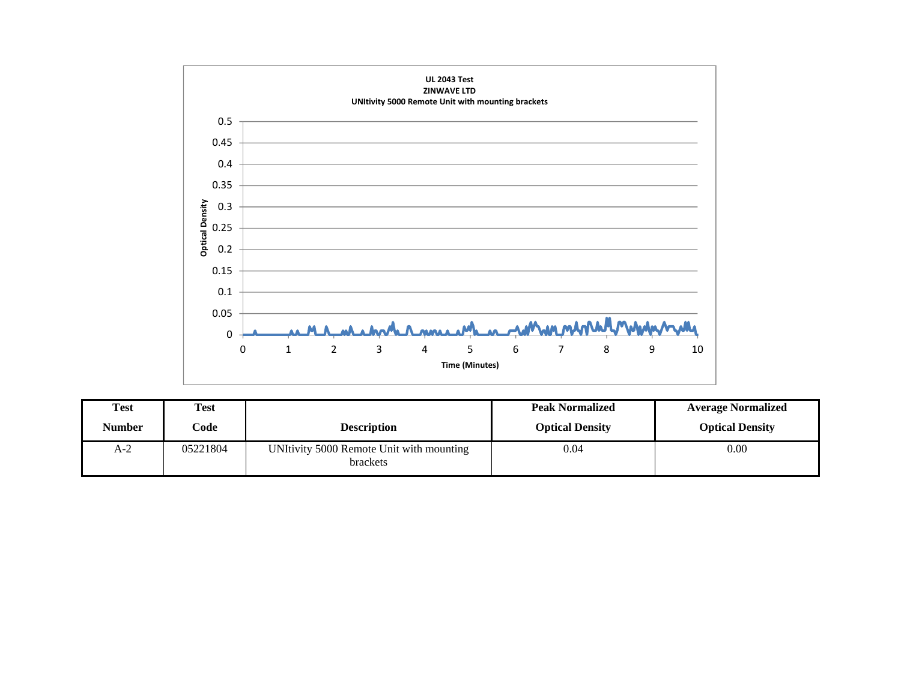**UL 2043 Test**
**ZINWAVE LTD**
**UNItivity 5000 Remote Unit with mounting brackets**

| Test Number | Test Code | Description | Peak Normalized Optical Density | Average Normalized Optical Density |
|---|---|---|---|---|
| A-2 | 05221804 | UNItivity 5000 Remote Unit with mounting brackets | 0.04 | 0.00 |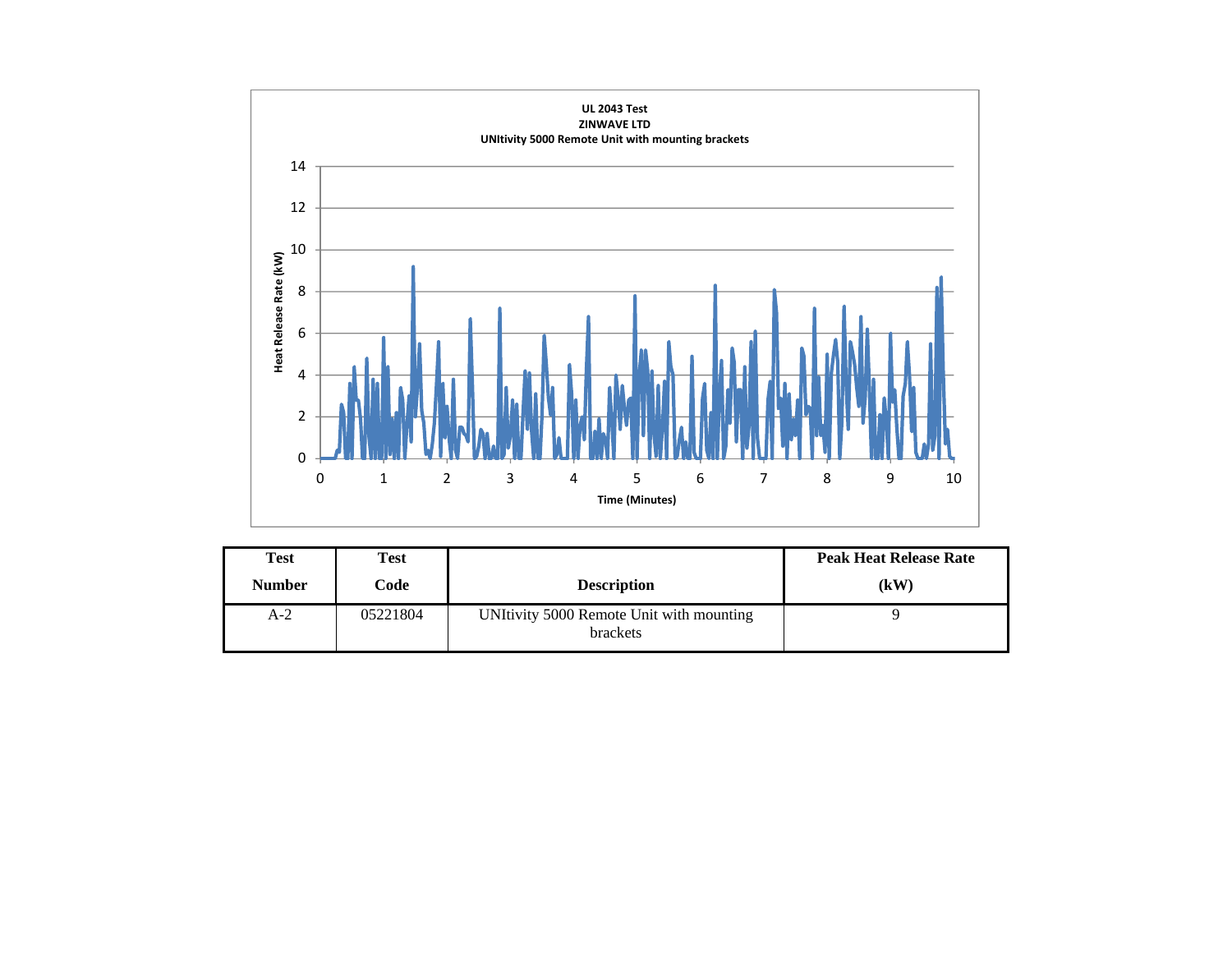UL 2043 Test
ZINWAVE LTD
UNItivity 5000 Remote Unit with mounting brackets

| Test Number | Test Code | Description | Peak Heat Release Rate (kW) |
|---|---|---|---|
| A-2 | 05221804 | UNItivity 5000 Remote Unit with mounting brackets | 9 |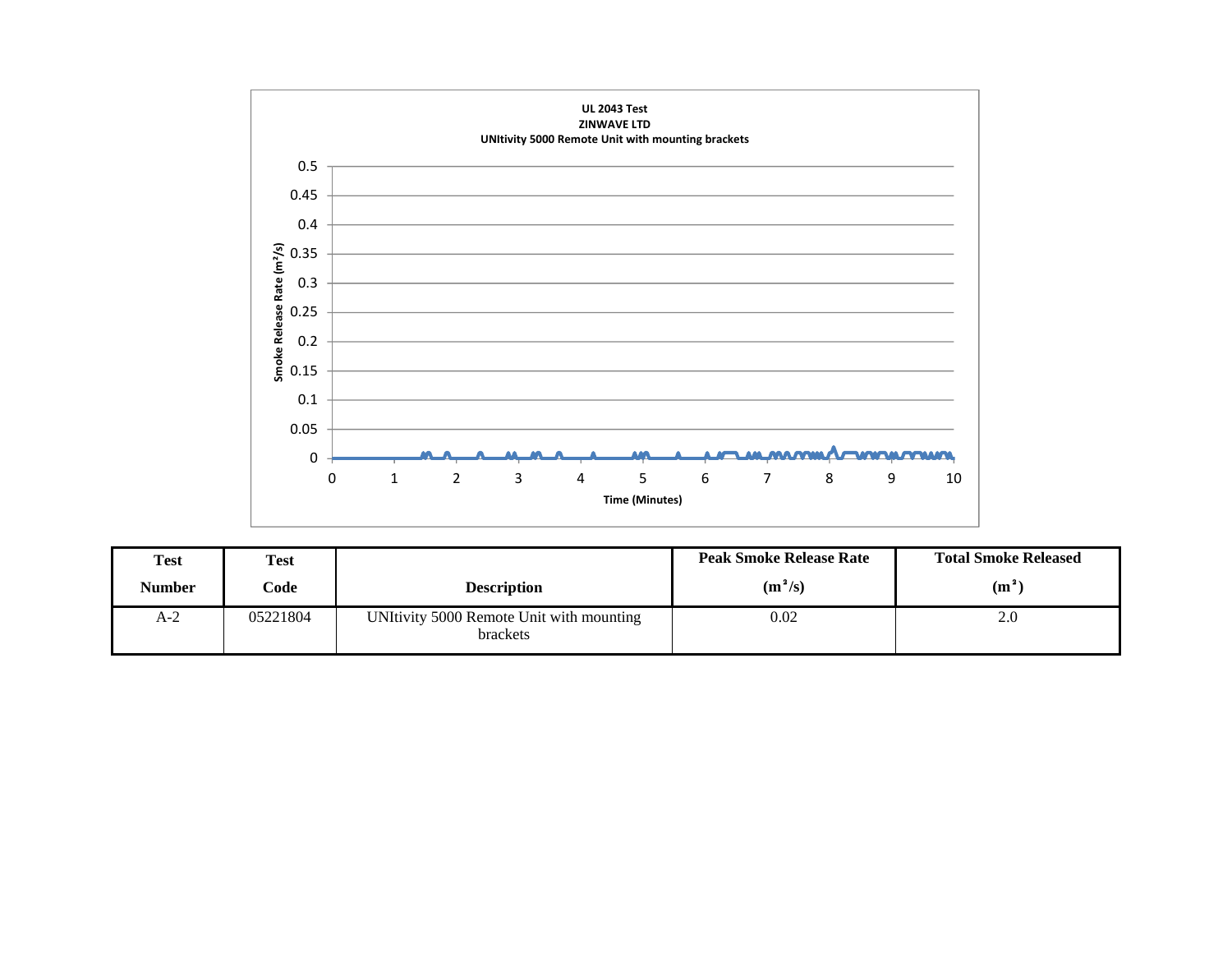UL 2043 Test
ZINWAVE LTD
UNItivity 5000 Remote Unit with mounting brackets

| Test Number | Test Code | Description | Peak Smoke Release Rate ($m^2/s$) | Total Smoke Released ($m^2$) |
|---|---|---|---|---|
| A-2 | 05221804 | UNItivity 5000 Remote Unit with mounting brackets | 0.02 | 2.0 |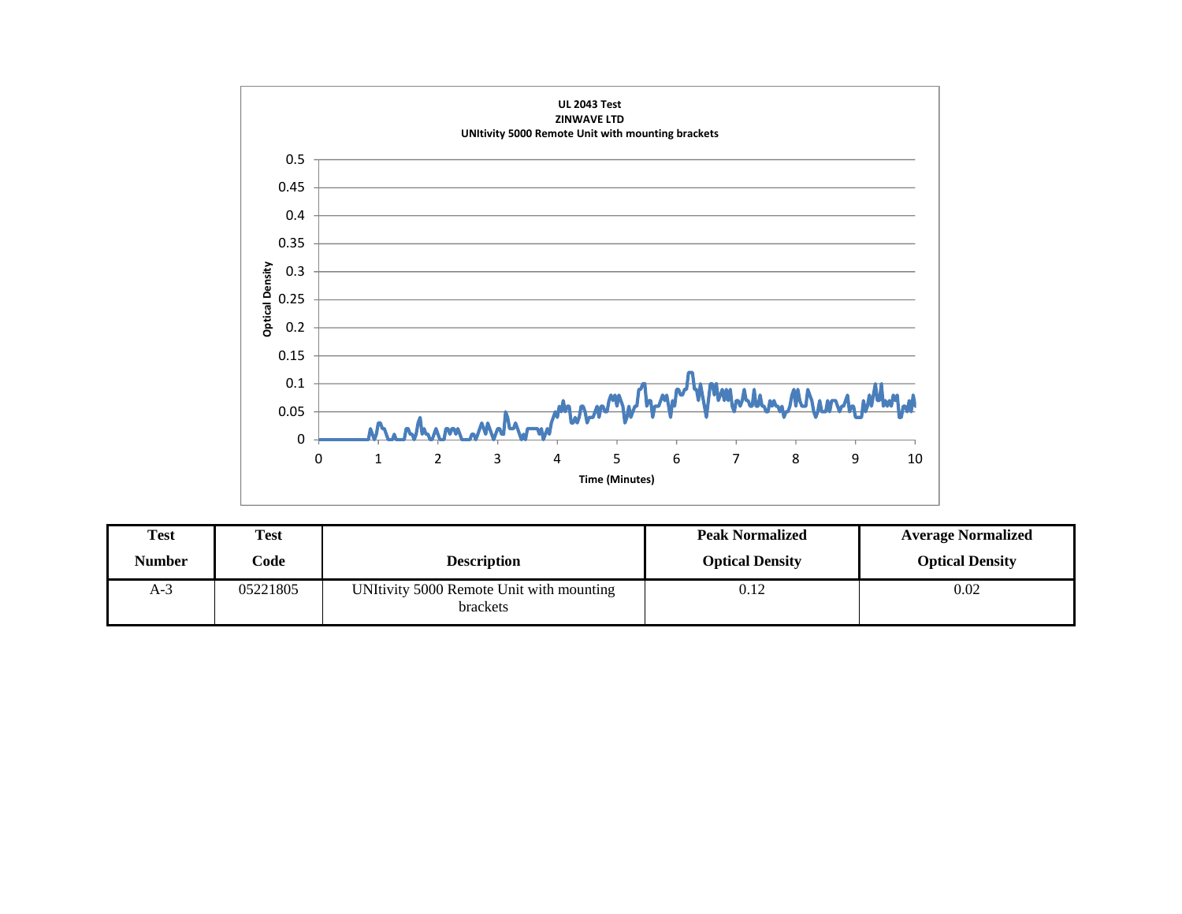UL 2043 Test
ZINWAVE LTD
UNItivity 5000 Remote Unit with mounting brackets

| Test Number | Test Code | Description | Peak Normalized Optical Density | Average Normalized Optical Density |
|---|---|---|---|---|
| A-3 | 05221805 | UNItivity 5000 Remote Unit with mounting brackets | 0.12 | 0.02 |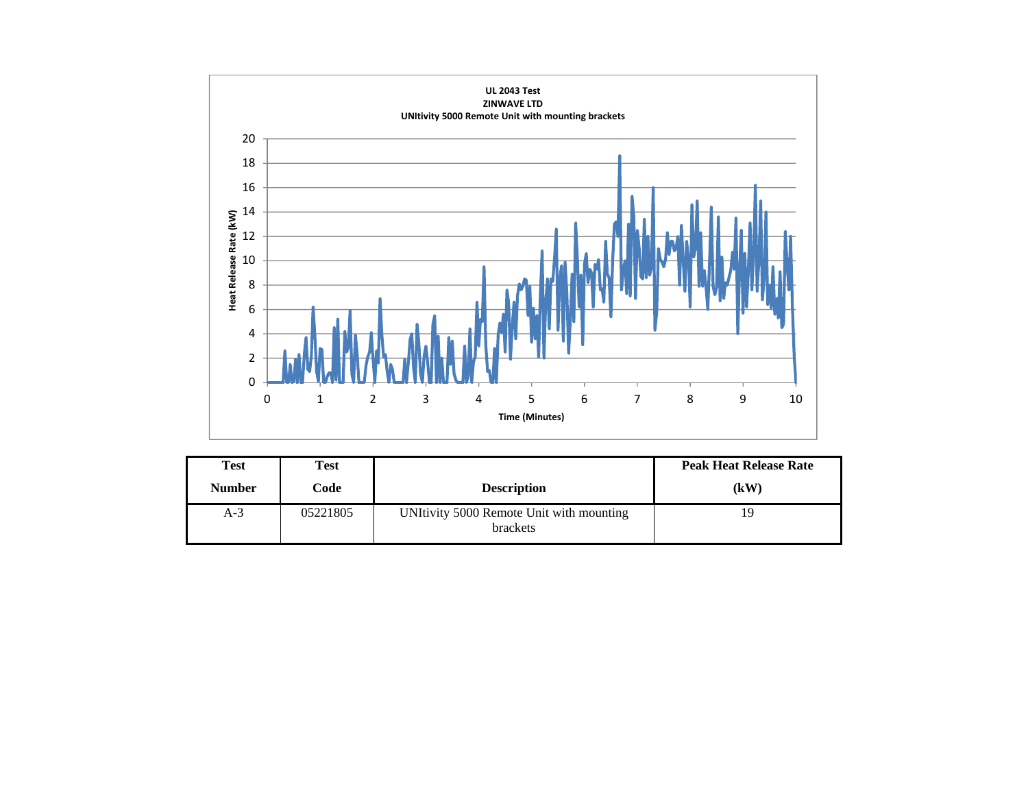**UL 2043 Test**
**ZINWAVE LTD**
**UNItivity 5000 Remote Unit with mounting brackets**

Heat Release Rate (kW)

Time (Minutes)

| Test Number | Test Code | Description | Peak Heat Release Rate (kW) |
|---|---|---|---|
| A-3 | 05221805 | UNItivity 5000 Remote Unit with mounting brackets | 19 |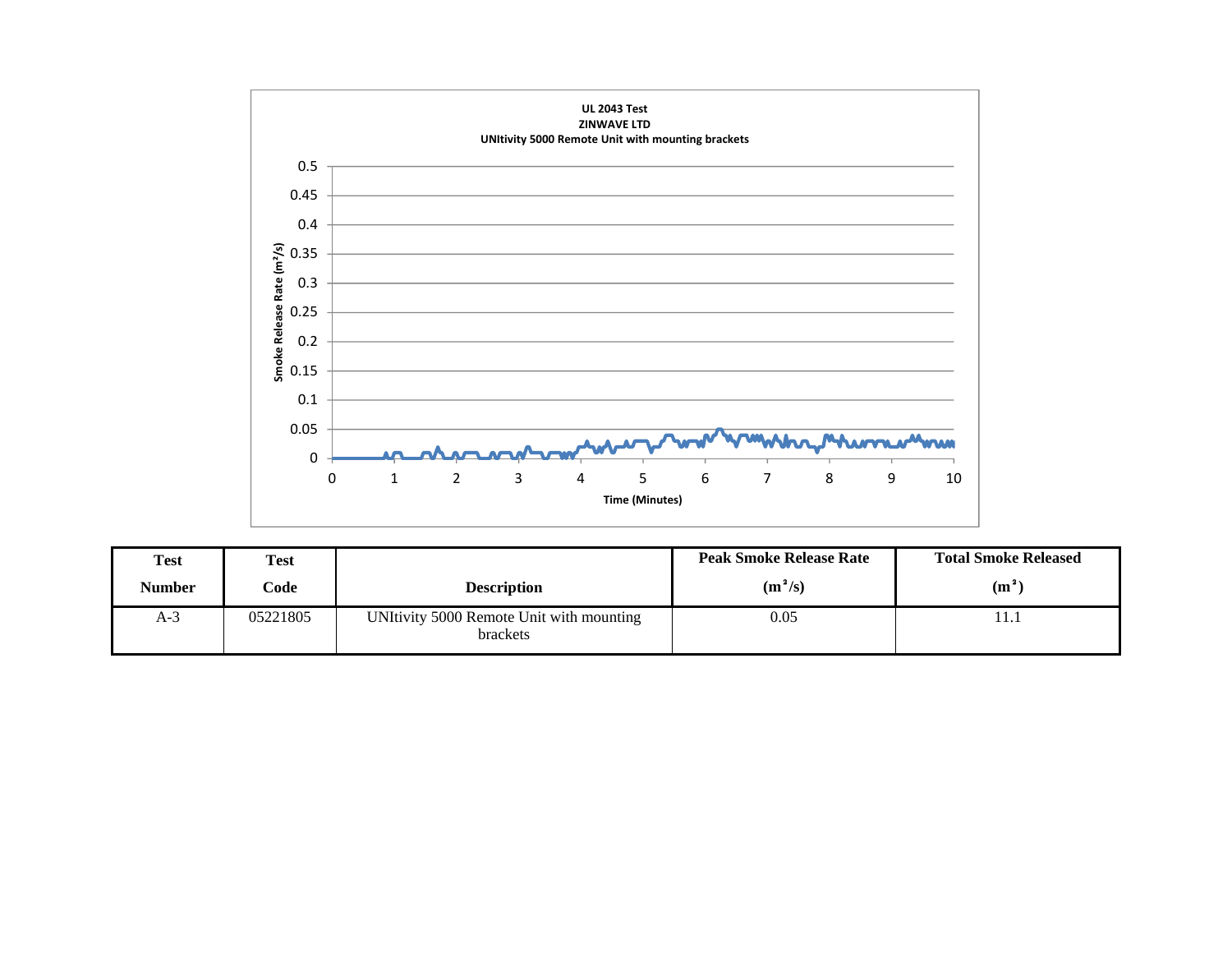UL 2043 Test
ZINWAVE LTD
UNItivity 5000 Remote Unit with mounting brackets

Smoke Release Rate ($m^2$/s)

0.5
0.45
0.4
0.35
0.3
0.25
0.2
0.15
0.1
0.05
0

0 1 2 3 4 5 6 7 8 9 10

Time (Minutes)

| Test Number | Test Code | Description | Peak Smoke Release Rate ($m^2$/s) | Total Smoke Released ($m^2$) |
|---|---|---|---|---|
| A-3 | 05221805 | UNItivity 5000 Remote Unit with mounting brackets | 0.05 | 11.1 |